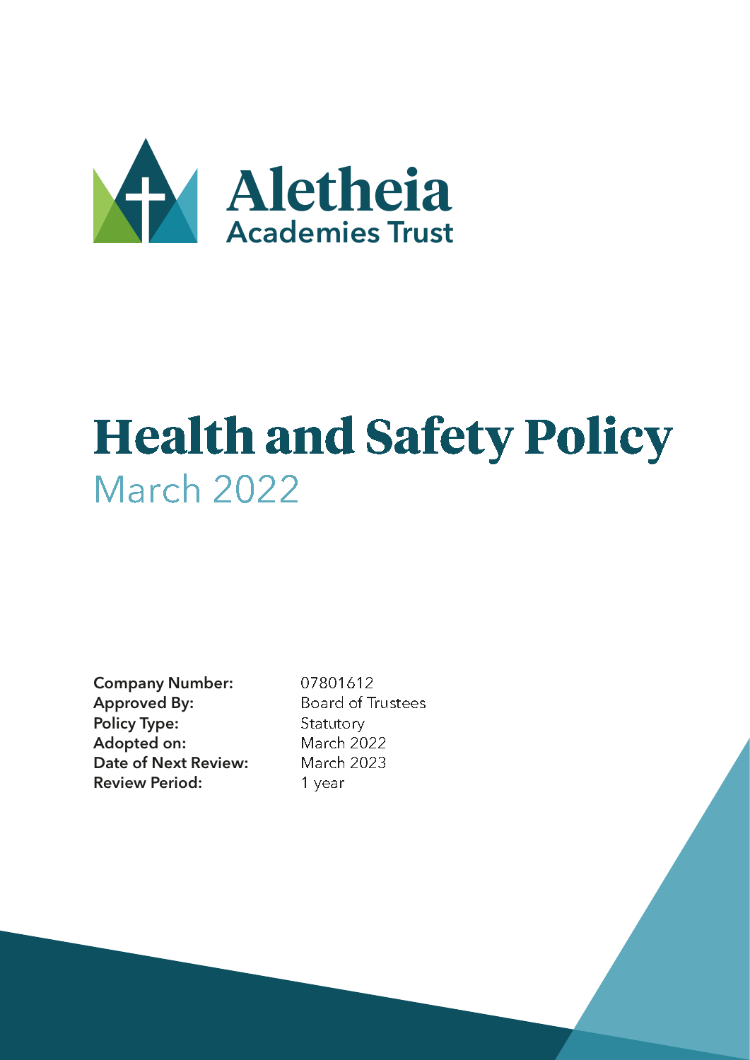Aletheia
Academies Trust

# Health and Safety Policy

March 2022

| | |
|---|---|
| **Company Number:** | 07801612 |
| **Approved By:** | Board of Trustees |
| **Policy Type:** | Statutory |
| **Adopted on:** | March 2022 |
| **Date of Next Review:** | March 2023 |
| **Review Period:** | 1 year |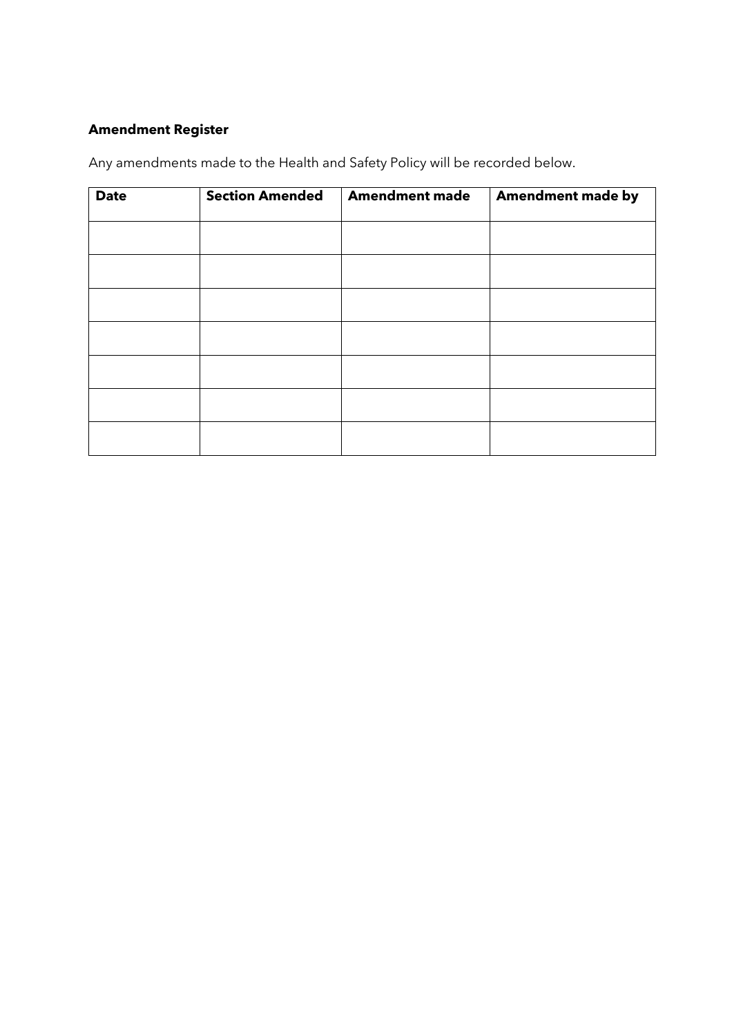**Amendment Register**

Any amendments made to the Health and Safety Policy will be recorded below.

| Date | Section Amended | Amendment made | Amendment made by |
|---|---|---|---|
| | | | |
| | | | |
| | | | |
| | | | |
| | | | |
| | | | |
| | | | |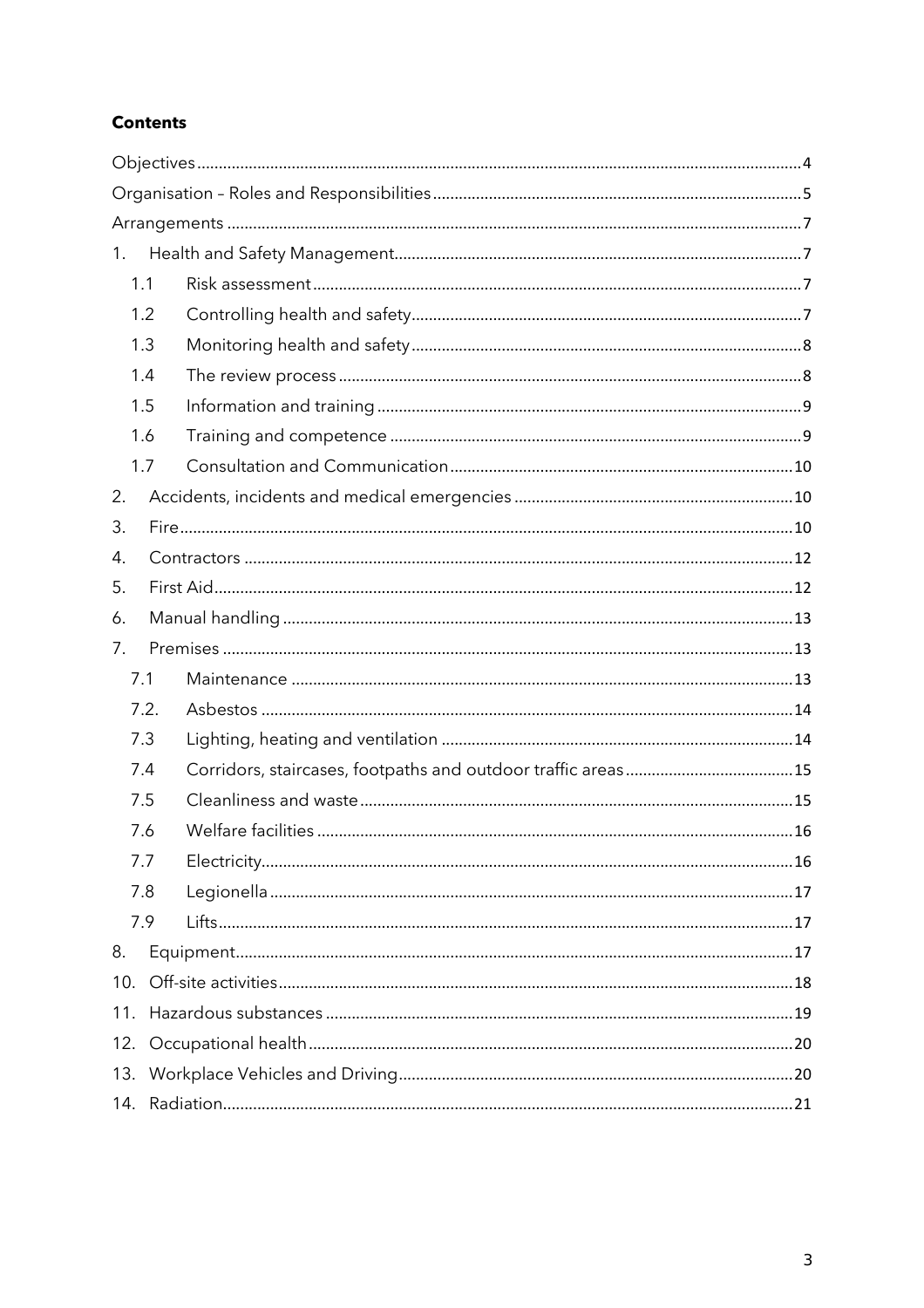**Contents**

Objectives ..... 4
Organisation – Roles and Responsibilities ..... 5
Arrangements ..... 7
1. Health and Safety Management ..... 7
    1.1 Risk assessment ..... 7
    1.2 Controlling health and safety ..... 7
    1.3 Monitoring health and safety ..... 8
    1.4 The review process ..... 8
    1.5 Information and training ..... 9
    1.6 Training and competence ..... 9
    1.7 Consultation and Communication ..... 10
2. Accidents, incidents and medical emergencies ..... 10
3. Fire ..... 10
4. Contractors ..... 12
5. First Aid ..... 12
6. Manual handling ..... 13
7. Premises ..... 13
    7.1 Maintenance ..... 13
    7.2. Asbestos ..... 14
    7.3 Lighting, heating and ventilation ..... 14
    7.4 Corridors, staircases, footpaths and outdoor traffic areas ..... 15
    7.5 Cleanliness and waste ..... 15
    7.6 Welfare facilities ..... 16
    7.7 Electricity ..... 16
    7.8 Legionella ..... 17
    7.9 Lifts ..... 17
8. Equipment ..... 17
10. Off-site activities ..... 18
11. Hazardous substances ..... 19
12. Occupational health ..... 20
13. Workplace Vehicles and Driving ..... 20
14. Radiation ..... 21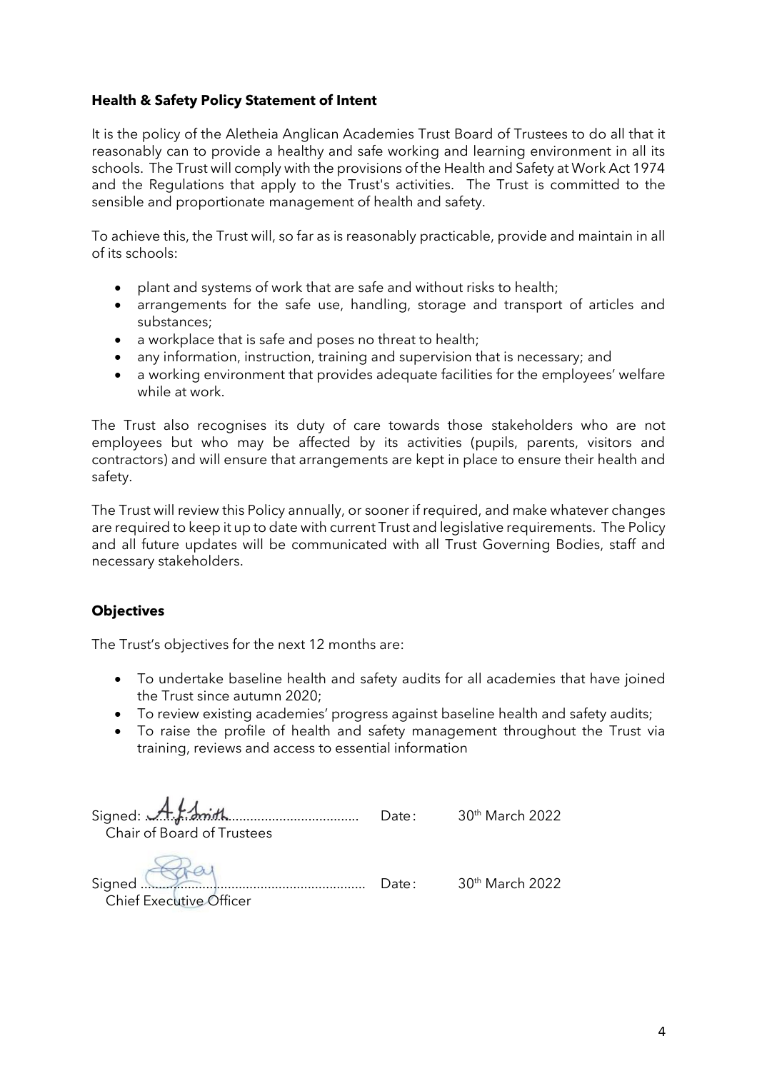**Health & Safety Policy Statement of Intent**

It is the policy of the Aletheia Anglican Academies Trust Board of Trustees to do all that it reasonably can to provide a healthy and safe working and learning environment in all its schools. The Trust will comply with the provisions of the Health and Safety at Work Act 1974 and the Regulations that apply to the Trust's activities. The Trust is committed to the sensible and proportionate management of health and safety.

To achieve this, the Trust will, so far as is reasonably practicable, provide and maintain in all of its schools:

- plant and systems of work that are safe and without risks to health;
- arrangements for the safe use, handling, storage and transport of articles and substances;
- a workplace that is safe and poses no threat to health;
- any information, instruction, training and supervision that is necessary; and
- a working environment that provides adequate facilities for the employees' welfare while at work.

The Trust also recognises its duty of care towards those stakeholders who are not employees but who may be affected by its activities (pupils, parents, visitors and contractors) and will ensure that arrangements are kept in place to ensure their health and safety.

The Trust will review this Policy annually, or sooner if required, and make whatever changes are required to keep it up to date with current Trust and legislative requirements. The Policy and all future updates will be communicated with all Trust Governing Bodies, staff and necessary stakeholders.

**Objectives**

The Trust's objectives for the next 12 months are:

- To undertake baseline health and safety audits for all academies that have joined the Trust since autumn 2020;
- To review existing academies' progress against baseline health and safety audits;
- To raise the profile of health and safety management throughout the Trust via training, reviews and access to essential information

Signed: A.f.Smith .................................. Date: 30th March 2022
Chair of Board of Trustees

Signed .................................................. Date: 30th March 2022
Chief Executive Officer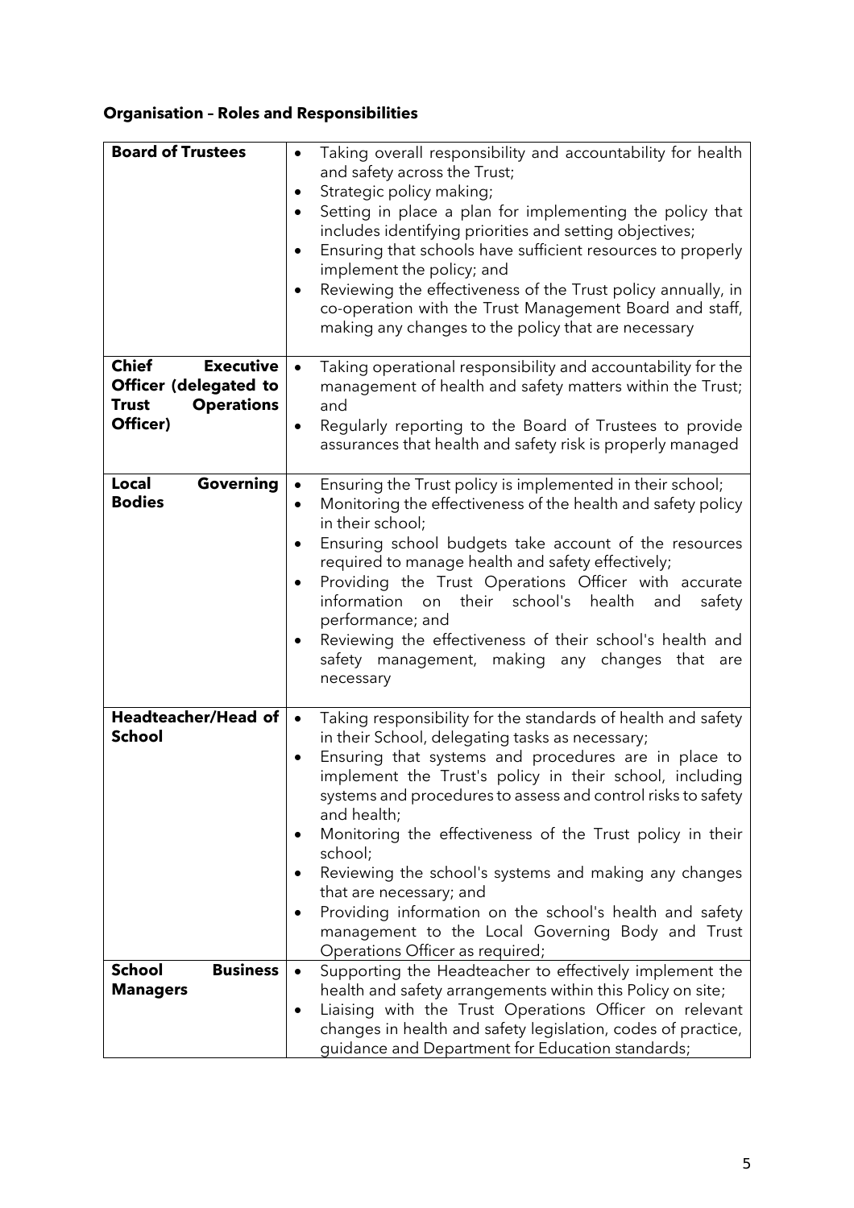**Organisation – Roles and Responsibilities**

| | |
|---|---|
| **Board of Trustees** | • Taking overall responsibility and accountability for health and safety across the Trust;<br>• Strategic policy making;<br>• Setting in place a plan for implementing the policy that includes identifying priorities and setting objectives;<br>• Ensuring that schools have sufficient resources to properly implement the policy; and<br>• Reviewing the effectiveness of the Trust policy annually, in co-operation with the Trust Management Board and staff, making any changes to the policy that are necessary |
| **Chief Executive Officer (delegated to Trust Operations Officer)** | • Taking operational responsibility and accountability for the management of health and safety matters within the Trust; and<br>• Regularly reporting to the Board of Trustees to provide assurances that health and safety risk is properly managed |
| **Local Governing Bodies** | • Ensuring the Trust policy is implemented in their school;<br>• Monitoring the effectiveness of the health and safety policy in their school;<br>• Ensuring school budgets take account of the resources required to manage health and safety effectively;<br>• Providing the Trust Operations Officer with accurate information on their school's health and safety performance; and<br>• Reviewing the effectiveness of their school's health and safety management, making any changes that are necessary |
| **Headteacher/Head of School** | • Taking responsibility for the standards of health and safety in their School, delegating tasks as necessary;<br>• Ensuring that systems and procedures are in place to implement the Trust's policy in their school, including systems and procedures to assess and control risks to safety and health;<br>• Monitoring the effectiveness of the Trust policy in their school;<br>• Reviewing the school's systems and making any changes that are necessary; and<br>• Providing information on the school's health and safety management to the Local Governing Body and Trust Operations Officer as required; |
| **School Business Managers** | • Supporting the Headteacher to effectively implement the health and safety arrangements within this Policy on site;<br>• Liaising with the Trust Operations Officer on relevant changes in health and safety legislation, codes of practice, guidance and Department for Education standards; |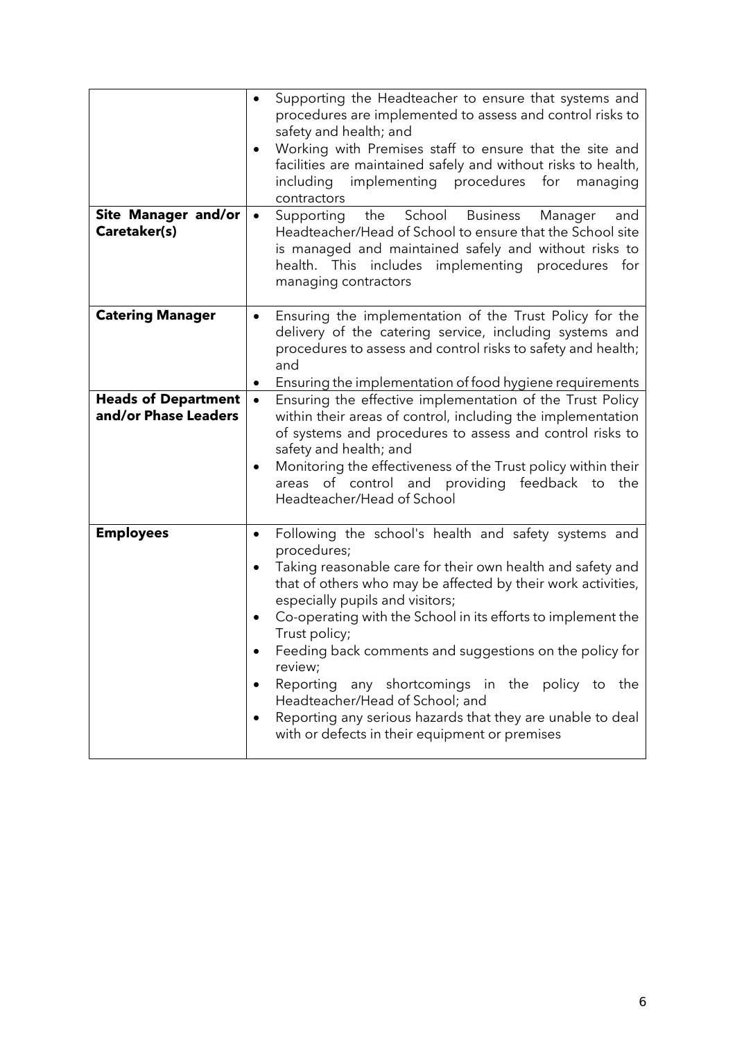| | |
|---|---|
| | • Supporting the Headteacher to ensure that systems and procedures are implemented to assess and control risks to safety and health; and<br>• Working with Premises staff to ensure that the site and facilities are maintained safely and without risks to health, including implementing procedures for managing contractors |
| **Site Manager and/or Caretaker(s)** | • Supporting the School Business Manager and Headteacher/Head of School to ensure that the School site is managed and maintained safely and without risks to health. This includes implementing procedures for managing contractors |
| **Catering Manager** | • Ensuring the implementation of the Trust Policy for the delivery of the catering service, including systems and procedures to assess and control risks to safety and health; and<br>• Ensuring the implementation of food hygiene requirements |
| **Heads of Department and/or Phase Leaders** | • Ensuring the effective implementation of the Trust Policy within their areas of control, including the implementation of systems and procedures to assess and control risks to safety and health; and<br>• Monitoring the effectiveness of the Trust policy within their areas of control and providing feedback to the Headteacher/Head of School |
| **Employees** | • Following the school's health and safety systems and procedures;<br>• Taking reasonable care for their own health and safety and that of others who may be affected by their work activities, especially pupils and visitors;<br>• Co-operating with the School in its efforts to implement the Trust policy;<br>• Feeding back comments and suggestions on the policy for review;<br>• Reporting any shortcomings in the policy to the Headteacher/Head of School; and<br>• Reporting any serious hazards that they are unable to deal with or defects in their equipment or premises |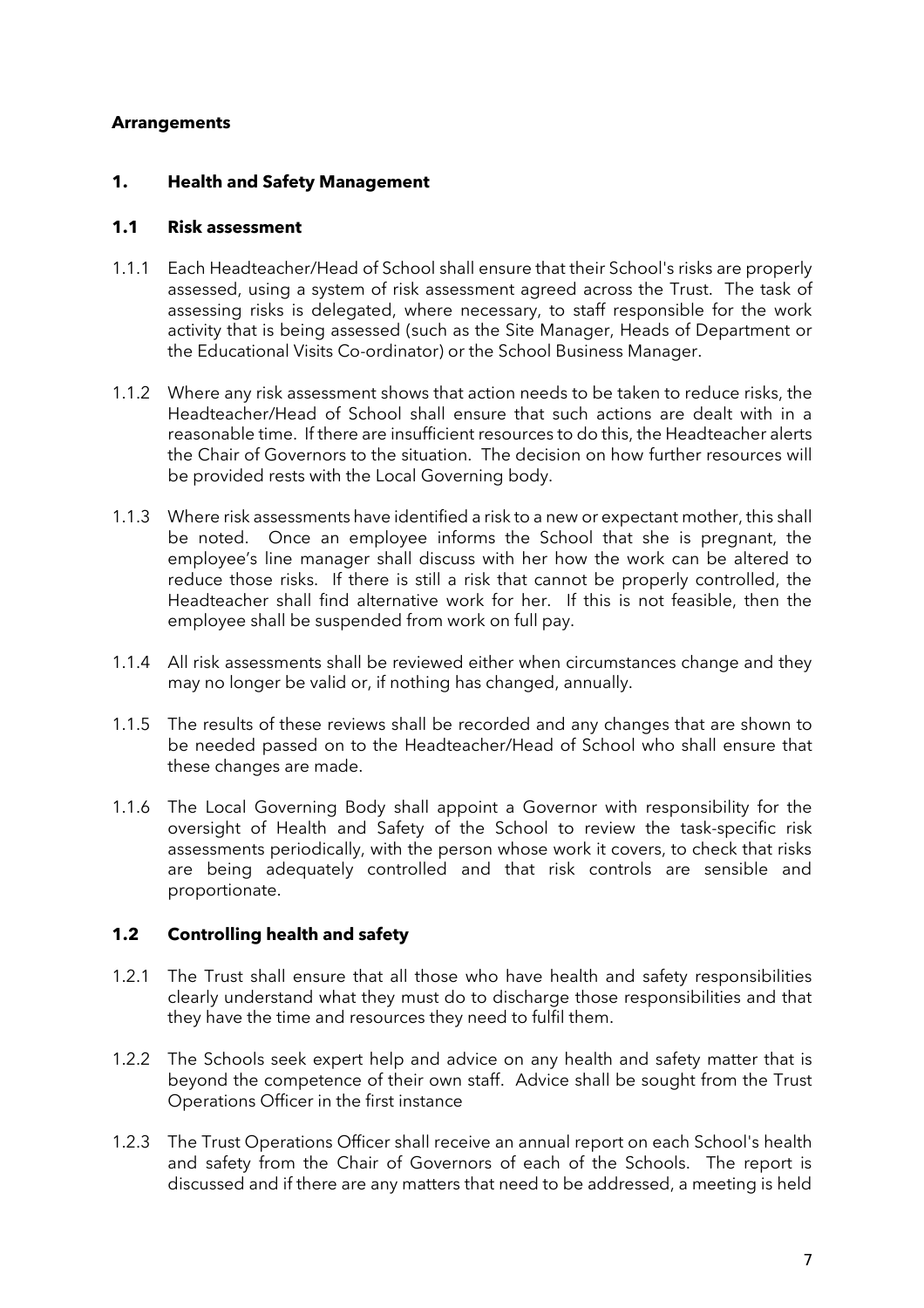**Arrangements**

## 1. Health and Safety Management

### 1.1 Risk assessment

1.1.1 Each Headteacher/Head of School shall ensure that their School's risks are properly assessed, using a system of risk assessment agreed across the Trust. The task of assessing risks is delegated, where necessary, to staff responsible for the work activity that is being assessed (such as the Site Manager, Heads of Department or the Educational Visits Co-ordinator) or the School Business Manager.

1.1.2 Where any risk assessment shows that action needs to be taken to reduce risks, the Headteacher/Head of School shall ensure that such actions are dealt with in a reasonable time. If there are insufficient resources to do this, the Headteacher alerts the Chair of Governors to the situation. The decision on how further resources will be provided rests with the Local Governing body.

1.1.3 Where risk assessments have identified a risk to a new or expectant mother, this shall be noted. Once an employee informs the School that she is pregnant, the employee's line manager shall discuss with her how the work can be altered to reduce those risks. If there is still a risk that cannot be properly controlled, the Headteacher shall find alternative work for her. If this is not feasible, then the employee shall be suspended from work on full pay.

1.1.4 All risk assessments shall be reviewed either when circumstances change and they may no longer be valid or, if nothing has changed, annually.

1.1.5 The results of these reviews shall be recorded and any changes that are shown to be needed passed on to the Headteacher/Head of School who shall ensure that these changes are made.

1.1.6 The Local Governing Body shall appoint a Governor with responsibility for the oversight of Health and Safety of the School to review the task-specific risk assessments periodically, with the person whose work it covers, to check that risks are being adequately controlled and that risk controls are sensible and proportionate.

### 1.2 Controlling health and safety

1.2.1 The Trust shall ensure that all those who have health and safety responsibilities clearly understand what they must do to discharge those responsibilities and that they have the time and resources they need to fulfil them.

1.2.2 The Schools seek expert help and advice on any health and safety matter that is beyond the competence of their own staff. Advice shall be sought from the Trust Operations Officer in the first instance

1.2.3 The Trust Operations Officer shall receive an annual report on each School's health and safety from the Chair of Governors of each of the Schools. The report is discussed and if there are any matters that need to be addressed, a meeting is held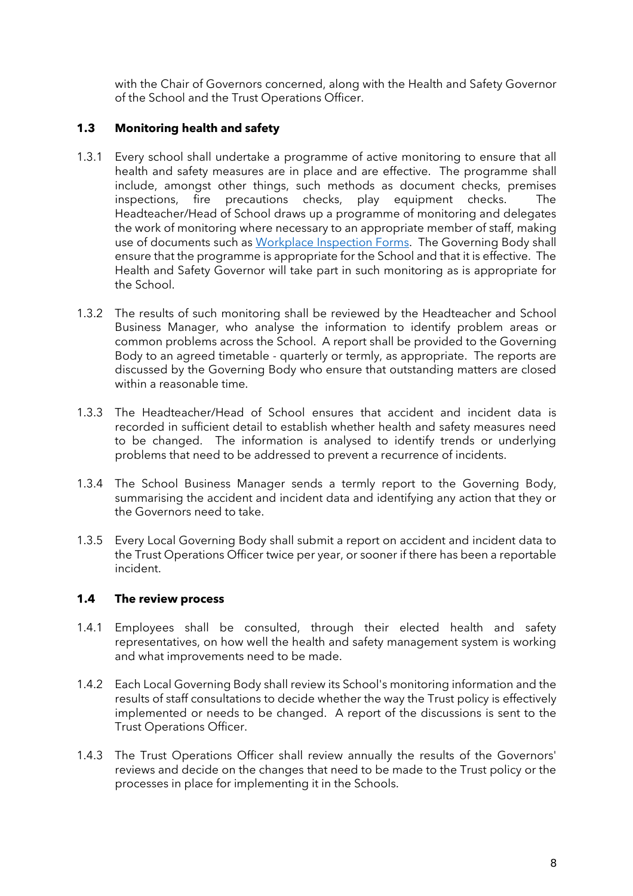with the Chair of Governors concerned, along with the Health and Safety Governor of the School and the Trust Operations Officer.

### 1.3 Monitoring health and safety

1.3.1 Every school shall undertake a programme of active monitoring to ensure that all health and safety measures are in place and are effective. The programme shall include, amongst other things, such methods as document checks, premises inspections, fire precautions checks, play equipment checks. The Headteacher/Head of School draws up a programme of monitoring and delegates the work of monitoring where necessary to an appropriate member of staff, making use of documents such as Workplace Inspection Forms. The Governing Body shall ensure that the programme is appropriate for the School and that it is effective. The Health and Safety Governor will take part in such monitoring as is appropriate for the School.

1.3.2 The results of such monitoring shall be reviewed by the Headteacher and School Business Manager, who analyse the information to identify problem areas or common problems across the School. A report shall be provided to the Governing Body to an agreed timetable - quarterly or termly, as appropriate. The reports are discussed by the Governing Body who ensure that outstanding matters are closed within a reasonable time.

1.3.3 The Headteacher/Head of School ensures that accident and incident data is recorded in sufficient detail to establish whether health and safety measures need to be changed. The information is analysed to identify trends or underlying problems that need to be addressed to prevent a recurrence of incidents.

1.3.4 The School Business Manager sends a termly report to the Governing Body, summarising the accident and incident data and identifying any action that they or the Governors need to take.

1.3.5 Every Local Governing Body shall submit a report on accident and incident data to the Trust Operations Officer twice per year, or sooner if there has been a reportable incident.

### 1.4 The review process

1.4.1 Employees shall be consulted, through their elected health and safety representatives, on how well the health and safety management system is working and what improvements need to be made.

1.4.2 Each Local Governing Body shall review its School's monitoring information and the results of staff consultations to decide whether the way the Trust policy is effectively implemented or needs to be changed. A report of the discussions is sent to the Trust Operations Officer.

1.4.3 The Trust Operations Officer shall review annually the results of the Governors' reviews and decide on the changes that need to be made to the Trust policy or the processes in place for implementing it in the Schools.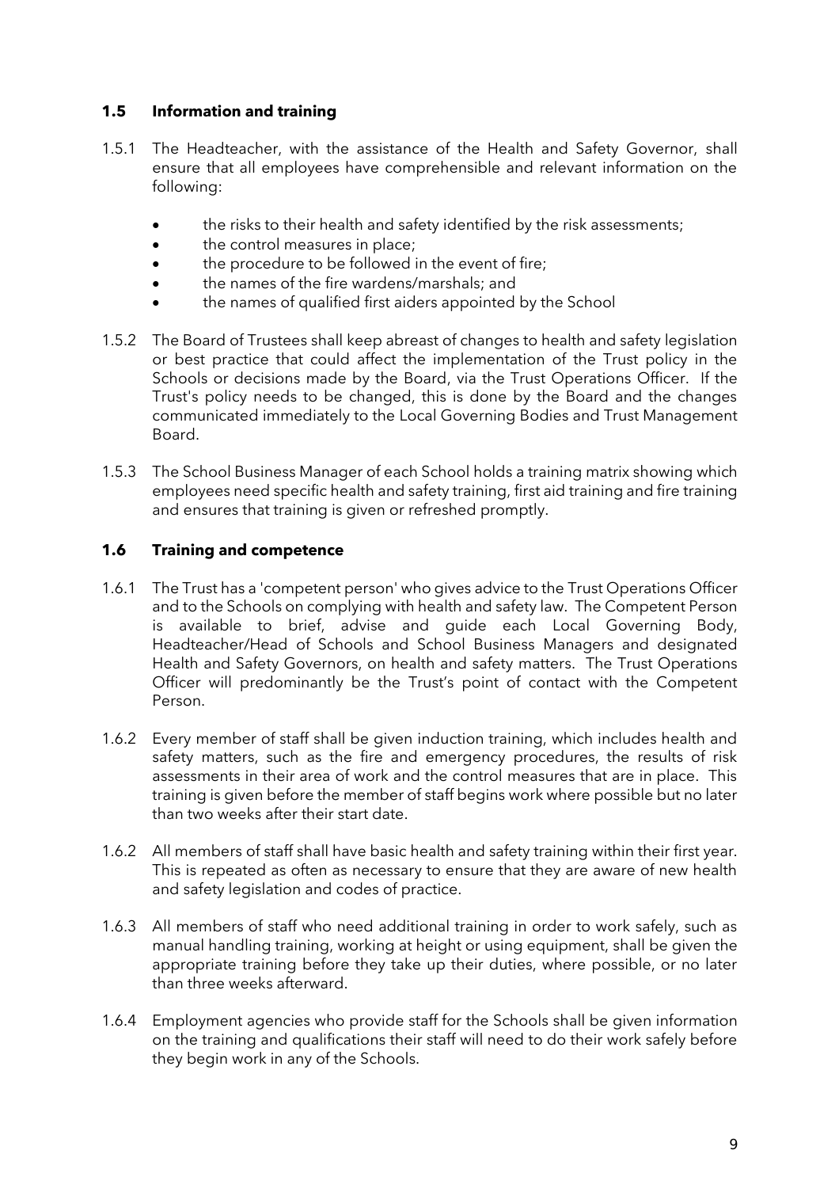### 1.5 Information and training

1.5.1 The Headteacher, with the assistance of the Health and Safety Governor, shall ensure that all employees have comprehensible and relevant information on the following:

- the risks to their health and safety identified by the risk assessments;
- the control measures in place;
- the procedure to be followed in the event of fire;
- the names of the fire wardens/marshals; and
- the names of qualified first aiders appointed by the School

1.5.2 The Board of Trustees shall keep abreast of changes to health and safety legislation or best practice that could affect the implementation of the Trust policy in the Schools or decisions made by the Board, via the Trust Operations Officer. If the Trust's policy needs to be changed, this is done by the Board and the changes communicated immediately to the Local Governing Bodies and Trust Management Board.

1.5.3 The School Business Manager of each School holds a training matrix showing which employees need specific health and safety training, first aid training and fire training and ensures that training is given or refreshed promptly.

### 1.6 Training and competence

1.6.1 The Trust has a 'competent person' who gives advice to the Trust Operations Officer and to the Schools on complying with health and safety law. The Competent Person is available to brief, advise and guide each Local Governing Body, Headteacher/Head of Schools and School Business Managers and designated Health and Safety Governors, on health and safety matters. The Trust Operations Officer will predominantly be the Trust's point of contact with the Competent Person.

1.6.2 Every member of staff shall be given induction training, which includes health and safety matters, such as the fire and emergency procedures, the results of risk assessments in their area of work and the control measures that are in place. This training is given before the member of staff begins work where possible but no later than two weeks after their start date.

1.6.2 All members of staff shall have basic health and safety training within their first year. This is repeated as often as necessary to ensure that they are aware of new health and safety legislation and codes of practice.

1.6.3 All members of staff who need additional training in order to work safely, such as manual handling training, working at height or using equipment, shall be given the appropriate training before they take up their duties, where possible, or no later than three weeks afterward.

1.6.4 Employment agencies who provide staff for the Schools shall be given information on the training and qualifications their staff will need to do their work safely before they begin work in any of the Schools.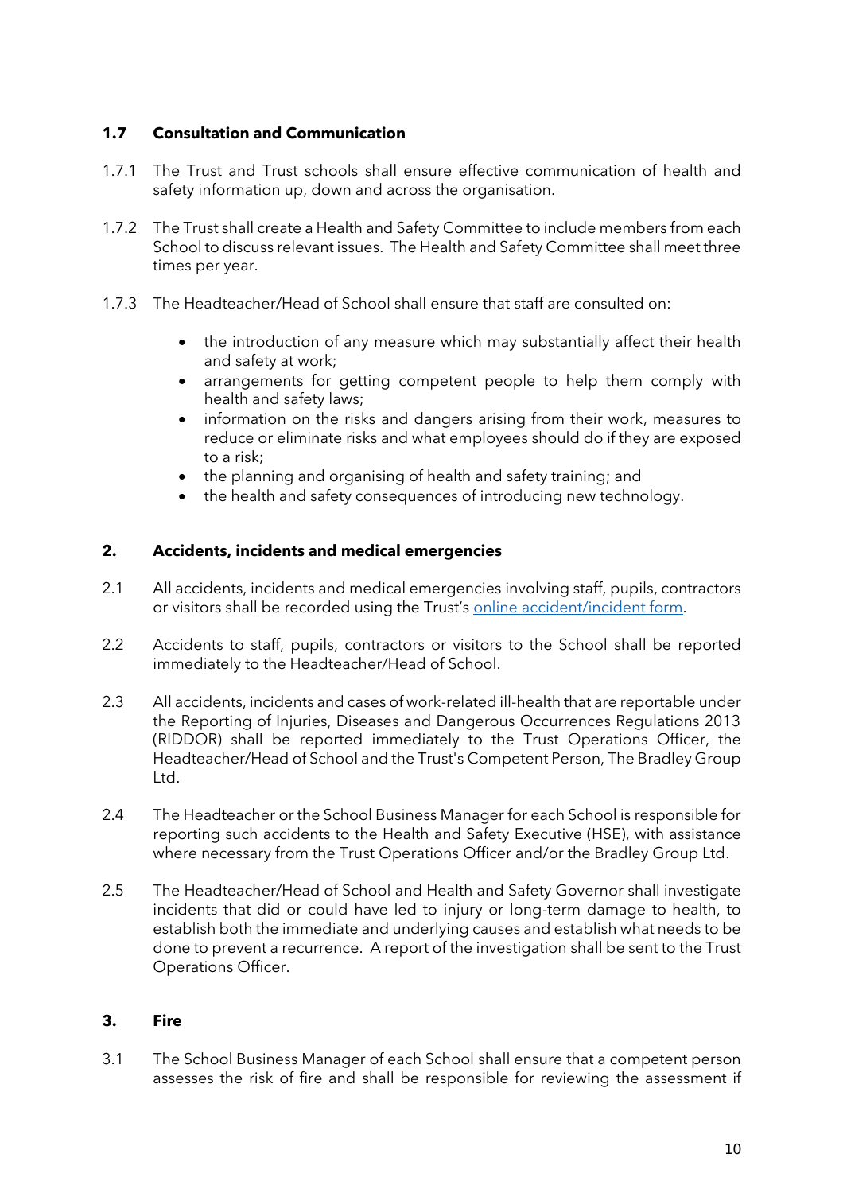### 1.7 Consultation and Communication

1.7.1 The Trust and Trust schools shall ensure effective communication of health and safety information up, down and across the organisation.

1.7.2 The Trust shall create a Health and Safety Committee to include members from each School to discuss relevant issues. The Health and Safety Committee shall meet three times per year.

1.7.3 The Headteacher/Head of School shall ensure that staff are consulted on:

- the introduction of any measure which may substantially affect their health and safety at work;
- arrangements for getting competent people to help them comply with health and safety laws;
- information on the risks and dangers arising from their work, measures to reduce or eliminate risks and what employees should do if they are exposed to a risk;
- the planning and organising of health and safety training; and
- the health and safety consequences of introducing new technology.

## 2. Accidents, incidents and medical emergencies

2.1 All accidents, incidents and medical emergencies involving staff, pupils, contractors or visitors shall be recorded using the Trust's online accident/incident form.

2.2 Accidents to staff, pupils, contractors or visitors to the School shall be reported immediately to the Headteacher/Head of School.

2.3 All accidents, incidents and cases of work-related ill-health that are reportable under the Reporting of Injuries, Diseases and Dangerous Occurrences Regulations 2013 (RIDDOR) shall be reported immediately to the Trust Operations Officer, the Headteacher/Head of School and the Trust's Competent Person, The Bradley Group Ltd.

2.4 The Headteacher or the School Business Manager for each School is responsible for reporting such accidents to the Health and Safety Executive (HSE), with assistance where necessary from the Trust Operations Officer and/or the Bradley Group Ltd.

2.5 The Headteacher/Head of School and Health and Safety Governor shall investigate incidents that did or could have led to injury or long-term damage to health, to establish both the immediate and underlying causes and establish what needs to be done to prevent a recurrence. A report of the investigation shall be sent to the Trust Operations Officer.

## 3. Fire

3.1 The School Business Manager of each School shall ensure that a competent person assesses the risk of fire and shall be responsible for reviewing the assessment if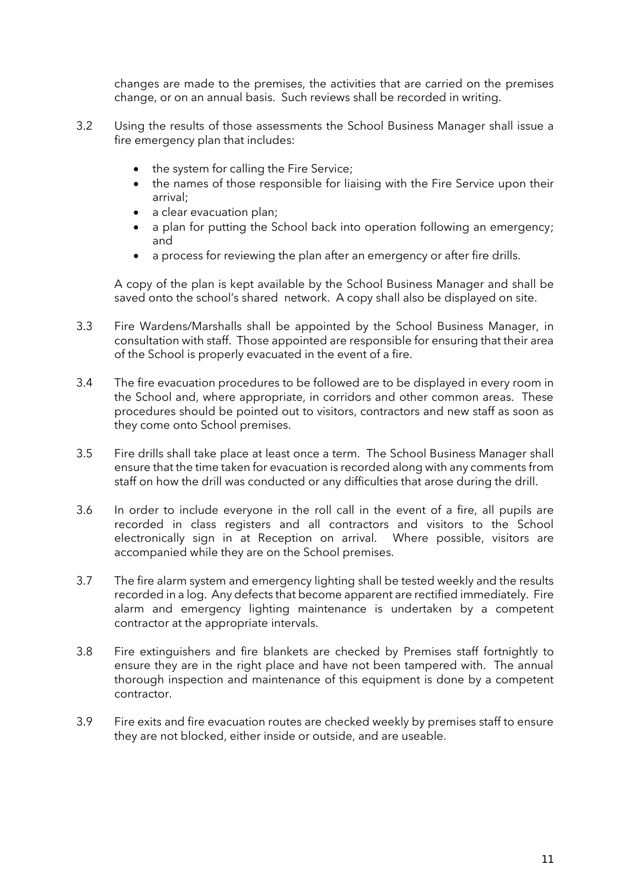changes are made to the premises, the activities that are carried on the premises change, or on an annual basis. Such reviews shall be recorded in writing.

3.2 Using the results of those assessments the School Business Manager shall issue a fire emergency plan that includes:

- the system for calling the Fire Service;
- the names of those responsible for liaising with the Fire Service upon their arrival;
- a clear evacuation plan;
- a plan for putting the School back into operation following an emergency; and
- a process for reviewing the plan after an emergency or after fire drills.

A copy of the plan is kept available by the School Business Manager and shall be saved onto the school's shared network. A copy shall also be displayed on site.

3.3 Fire Wardens/Marshalls shall be appointed by the School Business Manager, in consultation with staff. Those appointed are responsible for ensuring that their area of the School is properly evacuated in the event of a fire.

3.4 The fire evacuation procedures to be followed are to be displayed in every room in the School and, where appropriate, in corridors and other common areas. These procedures should be pointed out to visitors, contractors and new staff as soon as they come onto School premises.

3.5 Fire drills shall take place at least once a term. The School Business Manager shall ensure that the time taken for evacuation is recorded along with any comments from staff on how the drill was conducted or any difficulties that arose during the drill.

3.6 In order to include everyone in the roll call in the event of a fire, all pupils are recorded in class registers and all contractors and visitors to the School electronically sign in at Reception on arrival. Where possible, visitors are accompanied while they are on the School premises.

3.7 The fire alarm system and emergency lighting shall be tested weekly and the results recorded in a log. Any defects that become apparent are rectified immediately. Fire alarm and emergency lighting maintenance is undertaken by a competent contractor at the appropriate intervals.

3.8 Fire extinguishers and fire blankets are checked by Premises staff fortnightly to ensure they are in the right place and have not been tampered with. The annual thorough inspection and maintenance of this equipment is done by a competent contractor.

3.9 Fire exits and fire evacuation routes are checked weekly by premises staff to ensure they are not blocked, either inside or outside, and are useable.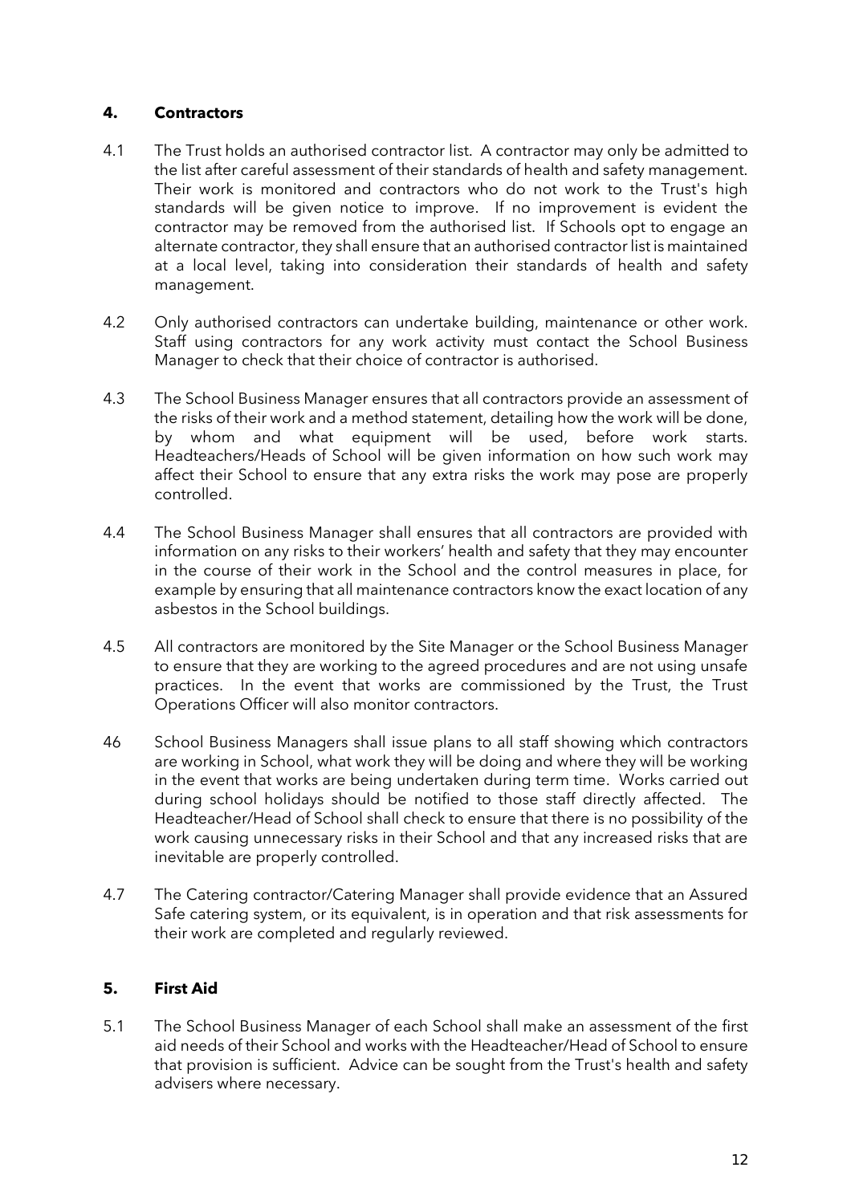## 4. Contractors

4.1 The Trust holds an authorised contractor list. A contractor may only be admitted to the list after careful assessment of their standards of health and safety management. Their work is monitored and contractors who do not work to the Trust's high standards will be given notice to improve. If no improvement is evident the contractor may be removed from the authorised list. If Schools opt to engage an alternate contractor, they shall ensure that an authorised contractor list is maintained at a local level, taking into consideration their standards of health and safety management.

4.2 Only authorised contractors can undertake building, maintenance or other work. Staff using contractors for any work activity must contact the School Business Manager to check that their choice of contractor is authorised.

4.3 The School Business Manager ensures that all contractors provide an assessment of the risks of their work and a method statement, detailing how the work will be done, by whom and what equipment will be used, before work starts. Headteachers/Heads of School will be given information on how such work may affect their School to ensure that any extra risks the work may pose are properly controlled.

4.4 The School Business Manager shall ensures that all contractors are provided with information on any risks to their workers' health and safety that they may encounter in the course of their work in the School and the control measures in place, for example by ensuring that all maintenance contractors know the exact location of any asbestos in the School buildings.

4.5 All contractors are monitored by the Site Manager or the School Business Manager to ensure that they are working to the agreed procedures and are not using unsafe practices. In the event that works are commissioned by the Trust, the Trust Operations Officer will also monitor contractors.

46 School Business Managers shall issue plans to all staff showing which contractors are working in School, what work they will be doing and where they will be working in the event that works are being undertaken during term time. Works carried out during school holidays should be notified to those staff directly affected. The Headteacher/Head of School shall check to ensure that there is no possibility of the work causing unnecessary risks in their School and that any increased risks that are inevitable are properly controlled.

4.7 The Catering contractor/Catering Manager shall provide evidence that an Assured Safe catering system, or its equivalent, is in operation and that risk assessments for their work are completed and regularly reviewed.

## 5. First Aid

5.1 The School Business Manager of each School shall make an assessment of the first aid needs of their School and works with the Headteacher/Head of School to ensure that provision is sufficient. Advice can be sought from the Trust's health and safety advisers where necessary.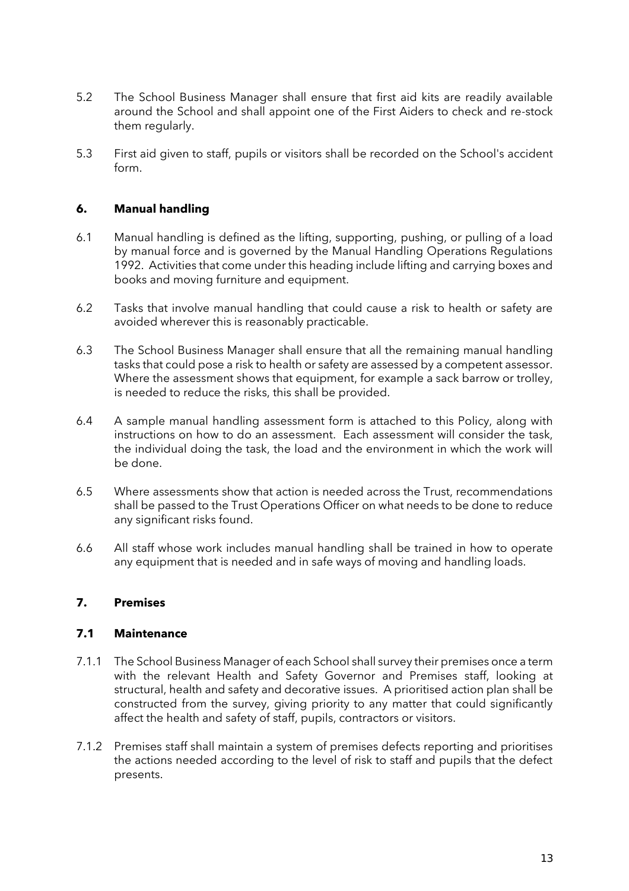5.2 The School Business Manager shall ensure that first aid kits are readily available around the School and shall appoint one of the First Aiders to check and re-stock them regularly.

5.3 First aid given to staff, pupils or visitors shall be recorded on the School's accident form.

## 6. Manual handling

6.1 Manual handling is defined as the lifting, supporting, pushing, or pulling of a load by manual force and is governed by the Manual Handling Operations Regulations 1992. Activities that come under this heading include lifting and carrying boxes and books and moving furniture and equipment.

6.2 Tasks that involve manual handling that could cause a risk to health or safety are avoided wherever this is reasonably practicable.

6.3 The School Business Manager shall ensure that all the remaining manual handling tasks that could pose a risk to health or safety are assessed by a competent assessor. Where the assessment shows that equipment, for example a sack barrow or trolley, is needed to reduce the risks, this shall be provided.

6.4 A sample manual handling assessment form is attached to this Policy, along with instructions on how to do an assessment. Each assessment will consider the task, the individual doing the task, the load and the environment in which the work will be done.

6.5 Where assessments show that action is needed across the Trust, recommendations shall be passed to the Trust Operations Officer on what needs to be done to reduce any significant risks found.

6.6 All staff whose work includes manual handling shall be trained in how to operate any equipment that is needed and in safe ways of moving and handling loads.

## 7. Premises

### 7.1 Maintenance

7.1.1 The School Business Manager of each School shall survey their premises once a term with the relevant Health and Safety Governor and Premises staff, looking at structural, health and safety and decorative issues. A prioritised action plan shall be constructed from the survey, giving priority to any matter that could significantly affect the health and safety of staff, pupils, contractors or visitors.

7.1.2 Premises staff shall maintain a system of premises defects reporting and prioritises the actions needed according to the level of risk to staff and pupils that the defect presents.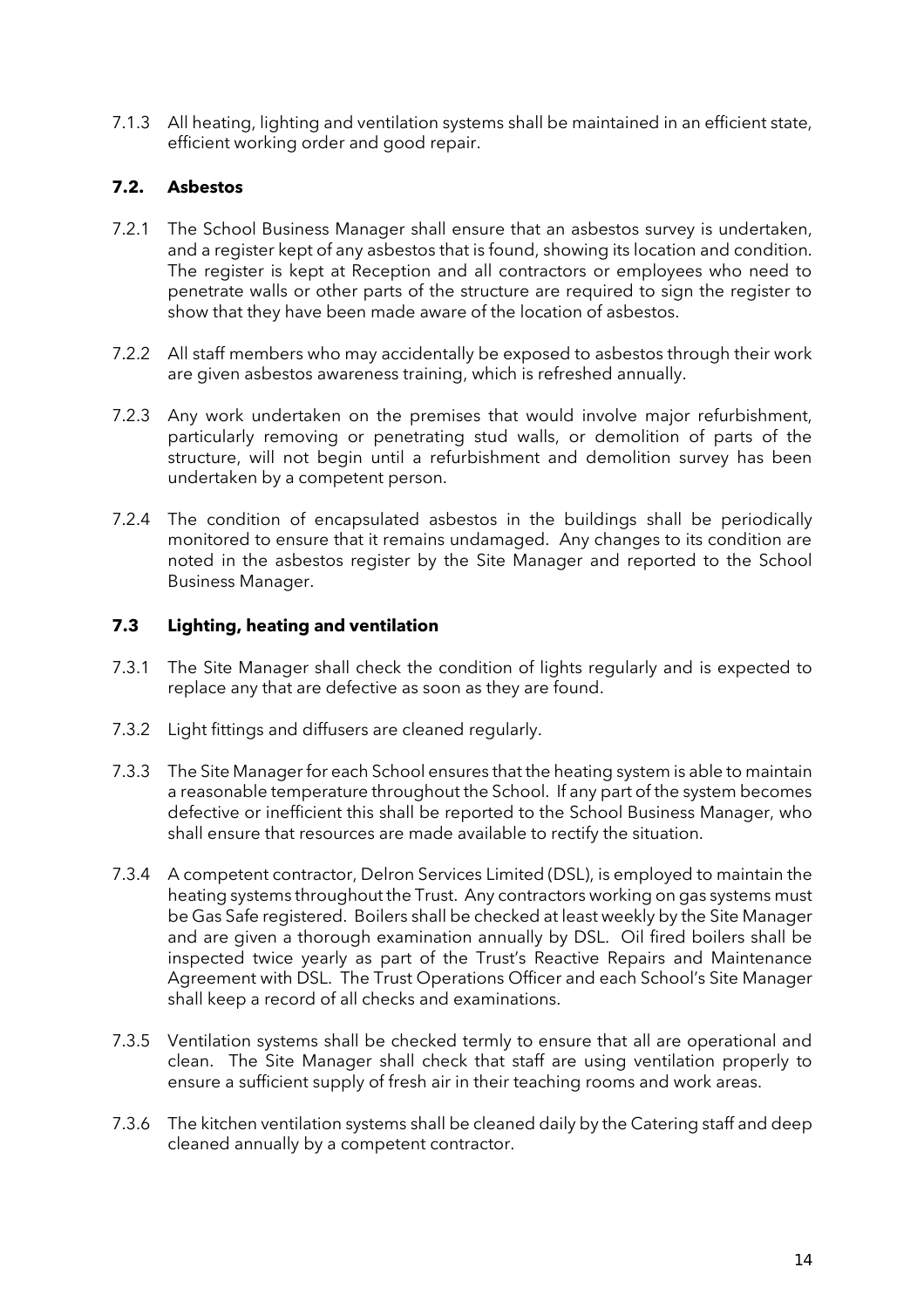7.1.3 All heating, lighting and ventilation systems shall be maintained in an efficient state, efficient working order and good repair.

### 7.2. Asbestos

7.2.1 The School Business Manager shall ensure that an asbestos survey is undertaken, and a register kept of any asbestos that is found, showing its location and condition. The register is kept at Reception and all contractors or employees who need to penetrate walls or other parts of the structure are required to sign the register to show that they have been made aware of the location of asbestos.

7.2.2 All staff members who may accidentally be exposed to asbestos through their work are given asbestos awareness training, which is refreshed annually.

7.2.3 Any work undertaken on the premises that would involve major refurbishment, particularly removing or penetrating stud walls, or demolition of parts of the structure, will not begin until a refurbishment and demolition survey has been undertaken by a competent person.

7.2.4 The condition of encapsulated asbestos in the buildings shall be periodically monitored to ensure that it remains undamaged. Any changes to its condition are noted in the asbestos register by the Site Manager and reported to the School Business Manager.

### 7.3 Lighting, heating and ventilation

7.3.1 The Site Manager shall check the condition of lights regularly and is expected to replace any that are defective as soon as they are found.

7.3.2 Light fittings and diffusers are cleaned regularly.

7.3.3 The Site Manager for each School ensures that the heating system is able to maintain a reasonable temperature throughout the School. If any part of the system becomes defective or inefficient this shall be reported to the School Business Manager, who shall ensure that resources are made available to rectify the situation.

7.3.4 A competent contractor, Delron Services Limited (DSL), is employed to maintain the heating systems throughout the Trust. Any contractors working on gas systems must be Gas Safe registered. Boilers shall be checked at least weekly by the Site Manager and are given a thorough examination annually by DSL. Oil fired boilers shall be inspected twice yearly as part of the Trust's Reactive Repairs and Maintenance Agreement with DSL. The Trust Operations Officer and each School's Site Manager shall keep a record of all checks and examinations.

7.3.5 Ventilation systems shall be checked termly to ensure that all are operational and clean. The Site Manager shall check that staff are using ventilation properly to ensure a sufficient supply of fresh air in their teaching rooms and work areas.

7.3.6 The kitchen ventilation systems shall be cleaned daily by the Catering staff and deep cleaned annually by a competent contractor.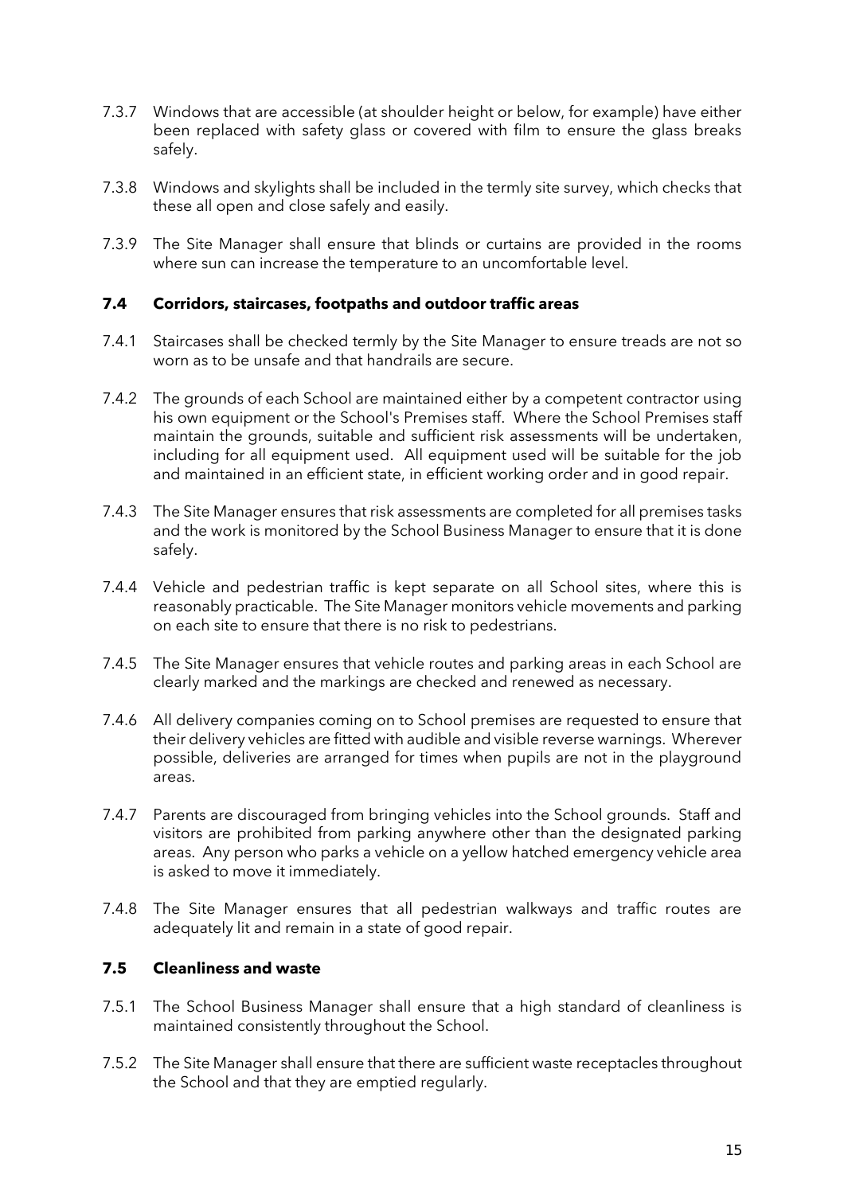7.3.7 Windows that are accessible (at shoulder height or below, for example) have either been replaced with safety glass or covered with film to ensure the glass breaks safely.

7.3.8 Windows and skylights shall be included in the termly site survey, which checks that these all open and close safely and easily.

7.3.9 The Site Manager shall ensure that blinds or curtains are provided in the rooms where sun can increase the temperature to an uncomfortable level.

### 7.4 Corridors, staircases, footpaths and outdoor traffic areas

7.4.1 Staircases shall be checked termly by the Site Manager to ensure treads are not so worn as to be unsafe and that handrails are secure.

7.4.2 The grounds of each School are maintained either by a competent contractor using his own equipment or the School's Premises staff. Where the School Premises staff maintain the grounds, suitable and sufficient risk assessments will be undertaken, including for all equipment used. All equipment used will be suitable for the job and maintained in an efficient state, in efficient working order and in good repair.

7.4.3 The Site Manager ensures that risk assessments are completed for all premises tasks and the work is monitored by the School Business Manager to ensure that it is done safely.

7.4.4 Vehicle and pedestrian traffic is kept separate on all School sites, where this is reasonably practicable. The Site Manager monitors vehicle movements and parking on each site to ensure that there is no risk to pedestrians.

7.4.5 The Site Manager ensures that vehicle routes and parking areas in each School are clearly marked and the markings are checked and renewed as necessary.

7.4.6 All delivery companies coming on to School premises are requested to ensure that their delivery vehicles are fitted with audible and visible reverse warnings. Wherever possible, deliveries are arranged for times when pupils are not in the playground areas.

7.4.7 Parents are discouraged from bringing vehicles into the School grounds. Staff and visitors are prohibited from parking anywhere other than the designated parking areas. Any person who parks a vehicle on a yellow hatched emergency vehicle area is asked to move it immediately.

7.4.8 The Site Manager ensures that all pedestrian walkways and traffic routes are adequately lit and remain in a state of good repair.

### 7.5 Cleanliness and waste

7.5.1 The School Business Manager shall ensure that a high standard of cleanliness is maintained consistently throughout the School.

7.5.2 The Site Manager shall ensure that there are sufficient waste receptacles throughout the School and that they are emptied regularly.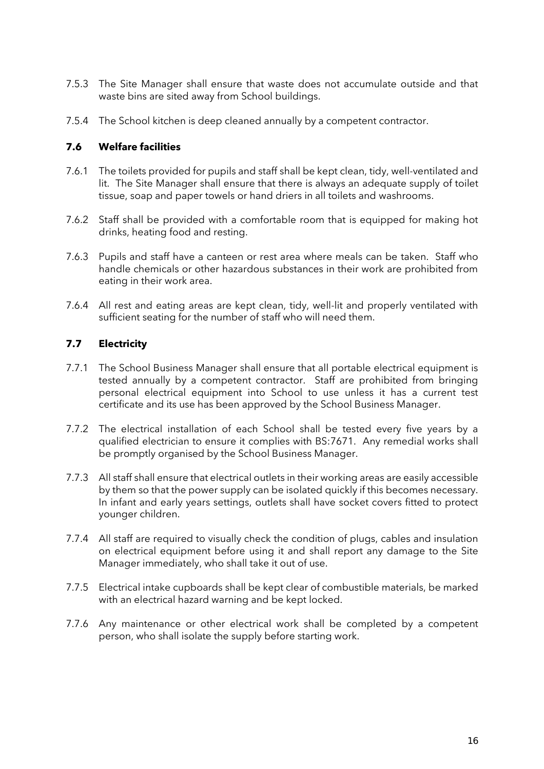7.5.3 The Site Manager shall ensure that waste does not accumulate outside and that waste bins are sited away from School buildings.

7.5.4 The School kitchen is deep cleaned annually by a competent contractor.

### 7.6 Welfare facilities

7.6.1 The toilets provided for pupils and staff shall be kept clean, tidy, well-ventilated and lit. The Site Manager shall ensure that there is always an adequate supply of toilet tissue, soap and paper towels or hand driers in all toilets and washrooms.

7.6.2 Staff shall be provided with a comfortable room that is equipped for making hot drinks, heating food and resting.

7.6.3 Pupils and staff have a canteen or rest area where meals can be taken. Staff who handle chemicals or other hazardous substances in their work are prohibited from eating in their work area.

7.6.4 All rest and eating areas are kept clean, tidy, well-lit and properly ventilated with sufficient seating for the number of staff who will need them.

### 7.7 Electricity

7.7.1 The School Business Manager shall ensure that all portable electrical equipment is tested annually by a competent contractor. Staff are prohibited from bringing personal electrical equipment into School to use unless it has a current test certificate and its use has been approved by the School Business Manager.

7.7.2 The electrical installation of each School shall be tested every five years by a qualified electrician to ensure it complies with BS:7671. Any remedial works shall be promptly organised by the School Business Manager.

7.7.3 All staff shall ensure that electrical outlets in their working areas are easily accessible by them so that the power supply can be isolated quickly if this becomes necessary. In infant and early years settings, outlets shall have socket covers fitted to protect younger children.

7.7.4 All staff are required to visually check the condition of plugs, cables and insulation on electrical equipment before using it and shall report any damage to the Site Manager immediately, who shall take it out of use.

7.7.5 Electrical intake cupboards shall be kept clear of combustible materials, be marked with an electrical hazard warning and be kept locked.

7.7.6 Any maintenance or other electrical work shall be completed by a competent person, who shall isolate the supply before starting work.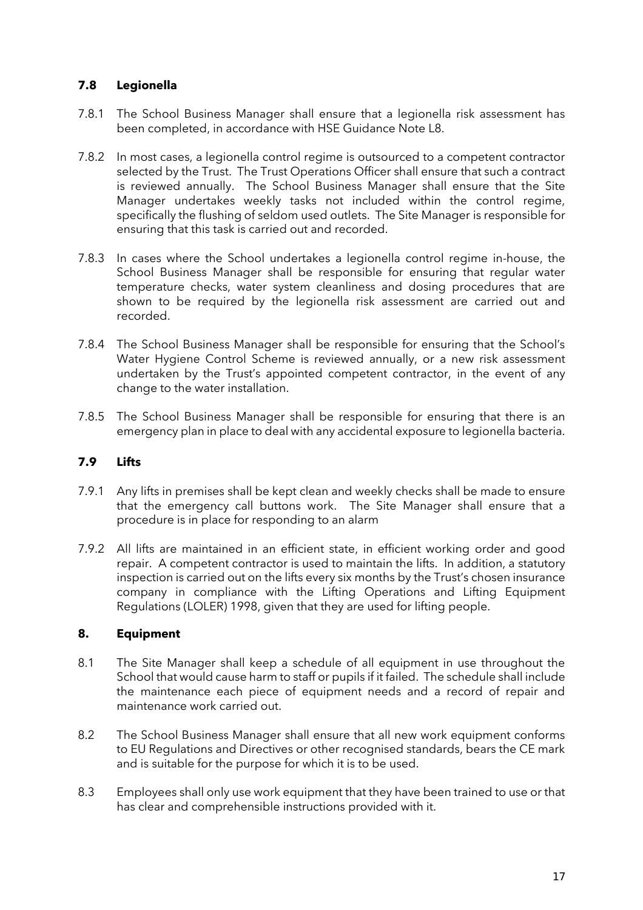### 7.8 Legionella

7.8.1 The School Business Manager shall ensure that a legionella risk assessment has been completed, in accordance with HSE Guidance Note L8.

7.8.2 In most cases, a legionella control regime is outsourced to a competent contractor selected by the Trust. The Trust Operations Officer shall ensure that such a contract is reviewed annually. The School Business Manager shall ensure that the Site Manager undertakes weekly tasks not included within the control regime, specifically the flushing of seldom used outlets. The Site Manager is responsible for ensuring that this task is carried out and recorded.

7.8.3 In cases where the School undertakes a legionella control regime in-house, the School Business Manager shall be responsible for ensuring that regular water temperature checks, water system cleanliness and dosing procedures that are shown to be required by the legionella risk assessment are carried out and recorded.

7.8.4 The School Business Manager shall be responsible for ensuring that the School's Water Hygiene Control Scheme is reviewed annually, or a new risk assessment undertaken by the Trust's appointed competent contractor, in the event of any change to the water installation.

7.8.5 The School Business Manager shall be responsible for ensuring that there is an emergency plan in place to deal with any accidental exposure to legionella bacteria.

### 7.9 Lifts

7.9.1 Any lifts in premises shall be kept clean and weekly checks shall be made to ensure that the emergency call buttons work. The Site Manager shall ensure that a procedure is in place for responding to an alarm

7.9.2 All lifts are maintained in an efficient state, in efficient working order and good repair. A competent contractor is used to maintain the lifts. In addition, a statutory inspection is carried out on the lifts every six months by the Trust's chosen insurance company in compliance with the Lifting Operations and Lifting Equipment Regulations (LOLER) 1998, given that they are used for lifting people.

## 8. Equipment

8.1 The Site Manager shall keep a schedule of all equipment in use throughout the School that would cause harm to staff or pupils if it failed. The schedule shall include the maintenance each piece of equipment needs and a record of repair and maintenance work carried out.

8.2 The School Business Manager shall ensure that all new work equipment conforms to EU Regulations and Directives or other recognised standards, bears the CE mark and is suitable for the purpose for which it is to be used.

8.3 Employees shall only use work equipment that they have been trained to use or that has clear and comprehensible instructions provided with it.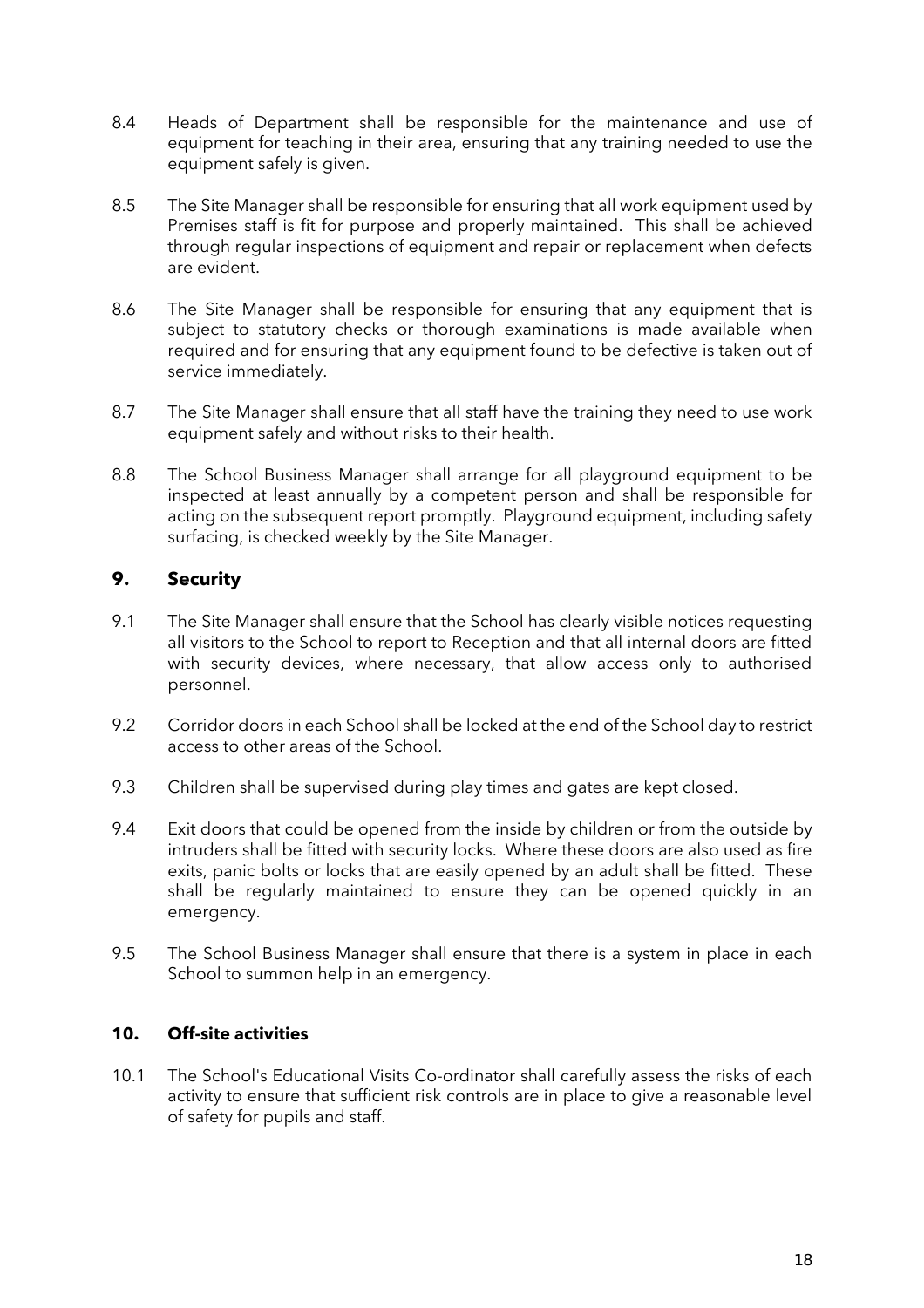8.4 Heads of Department shall be responsible for the maintenance and use of equipment for teaching in their area, ensuring that any training needed to use the equipment safely is given.

8.5 The Site Manager shall be responsible for ensuring that all work equipment used by Premises staff is fit for purpose and properly maintained. This shall be achieved through regular inspections of equipment and repair or replacement when defects are evident.

8.6 The Site Manager shall be responsible for ensuring that any equipment that is subject to statutory checks or thorough examinations is made available when required and for ensuring that any equipment found to be defective is taken out of service immediately.

8.7 The Site Manager shall ensure that all staff have the training they need to use work equipment safely and without risks to their health.

8.8 The School Business Manager shall arrange for all playground equipment to be inspected at least annually by a competent person and shall be responsible for acting on the subsequent report promptly. Playground equipment, including safety surfacing, is checked weekly by the Site Manager.

## 9. Security

9.1 The Site Manager shall ensure that the School has clearly visible notices requesting all visitors to the School to report to Reception and that all internal doors are fitted with security devices, where necessary, that allow access only to authorised personnel.

9.2 Corridor doors in each School shall be locked at the end of the School day to restrict access to other areas of the School.

9.3 Children shall be supervised during play times and gates are kept closed.

9.4 Exit doors that could be opened from the inside by children or from the outside by intruders shall be fitted with security locks. Where these doors are also used as fire exits, panic bolts or locks that are easily opened by an adult shall be fitted. These shall be regularly maintained to ensure they can be opened quickly in an emergency.

9.5 The School Business Manager shall ensure that there is a system in place in each School to summon help in an emergency.

### 10. Off-site activities

10.1 The School's Educational Visits Co-ordinator shall carefully assess the risks of each activity to ensure that sufficient risk controls are in place to give a reasonable level of safety for pupils and staff.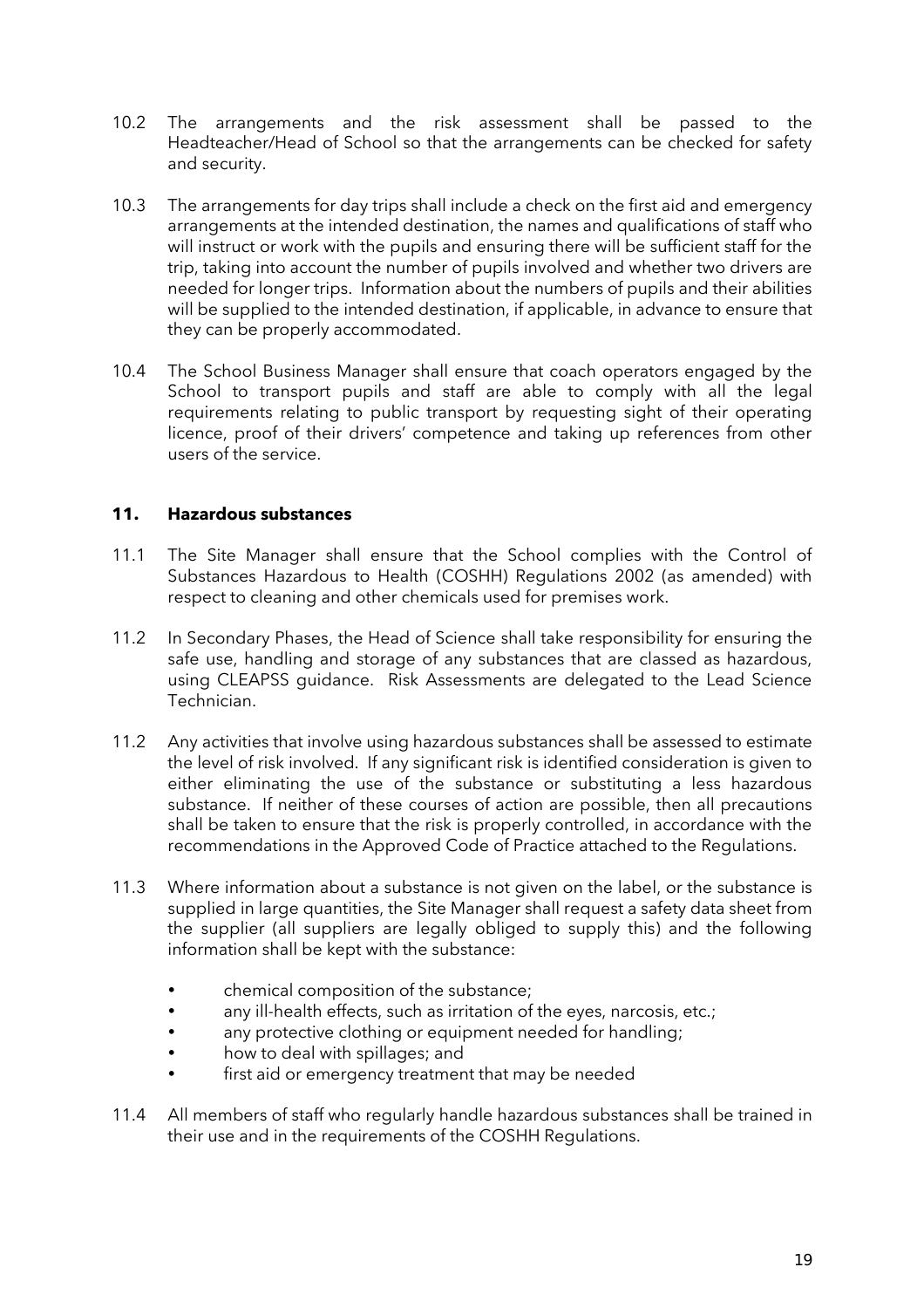10.2 The arrangements and the risk assessment shall be passed to the Headteacher/Head of School so that the arrangements can be checked for safety and security.

10.3 The arrangements for day trips shall include a check on the first aid and emergency arrangements at the intended destination, the names and qualifications of staff who will instruct or work with the pupils and ensuring there will be sufficient staff for the trip, taking into account the number of pupils involved and whether two drivers are needed for longer trips. Information about the numbers of pupils and their abilities will be supplied to the intended destination, if applicable, in advance to ensure that they can be properly accommodated.

10.4 The School Business Manager shall ensure that coach operators engaged by the School to transport pupils and staff are able to comply with all the legal requirements relating to public transport by requesting sight of their operating licence, proof of their drivers' competence and taking up references from other users of the service.

## 11. Hazardous substances

11.1 The Site Manager shall ensure that the School complies with the Control of Substances Hazardous to Health (COSHH) Regulations 2002 (as amended) with respect to cleaning and other chemicals used for premises work.

11.2 In Secondary Phases, the Head of Science shall take responsibility for ensuring the safe use, handling and storage of any substances that are classed as hazardous, using CLEAPSS guidance. Risk Assessments are delegated to the Lead Science Technician.

11.2 Any activities that involve using hazardous substances shall be assessed to estimate the level of risk involved. If any significant risk is identified consideration is given to either eliminating the use of the substance or substituting a less hazardous substance. If neither of these courses of action are possible, then all precautions shall be taken to ensure that the risk is properly controlled, in accordance with the recommendations in the Approved Code of Practice attached to the Regulations.

11.3 Where information about a substance is not given on the label, or the substance is supplied in large quantities, the Site Manager shall request a safety data sheet from the supplier (all suppliers are legally obliged to supply this) and the following information shall be kept with the substance:

- chemical composition of the substance;
- any ill-health effects, such as irritation of the eyes, narcosis, etc.;
- any protective clothing or equipment needed for handling;
- how to deal with spillages; and
- first aid or emergency treatment that may be needed

11.4 All members of staff who regularly handle hazardous substances shall be trained in their use and in the requirements of the COSHH Regulations.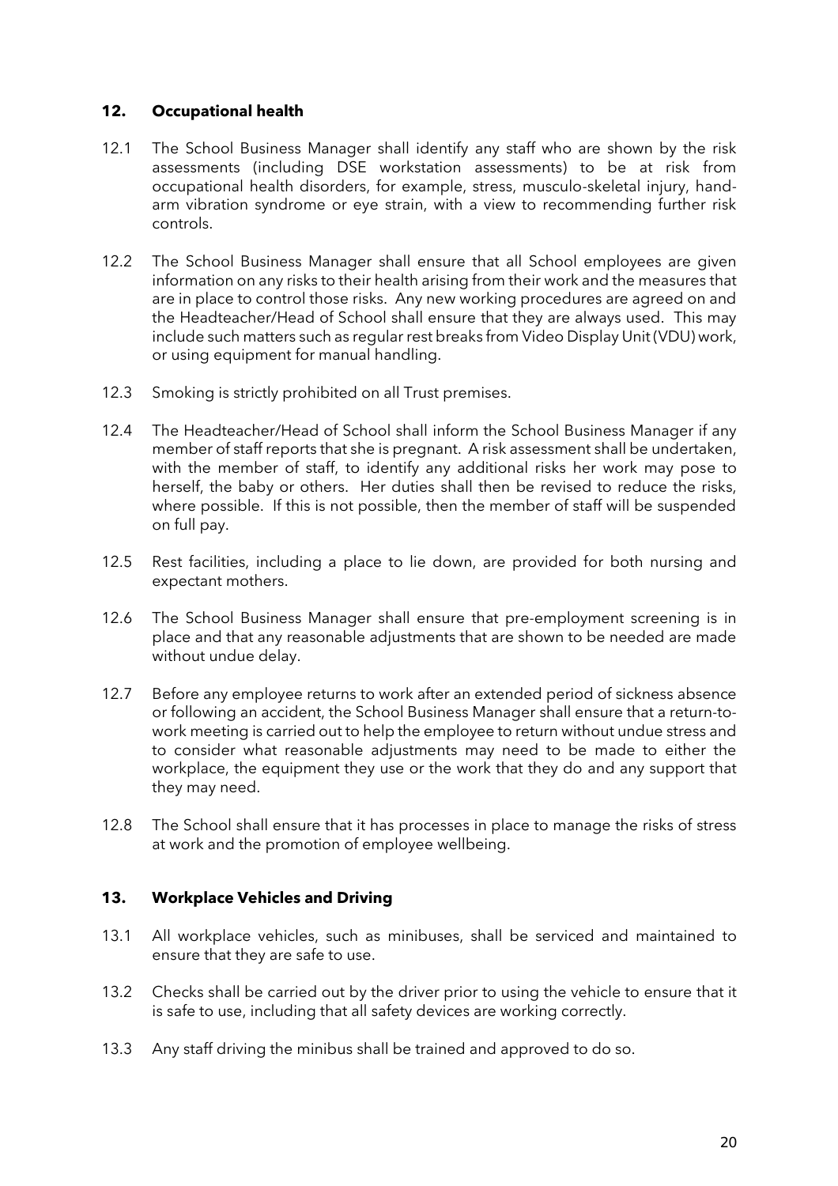## 12. Occupational health

12.1 The School Business Manager shall identify any staff who are shown by the risk assessments (including DSE workstation assessments) to be at risk from occupational health disorders, for example, stress, musculo-skeletal injury, hand-arm vibration syndrome or eye strain, with a view to recommending further risk controls.

12.2 The School Business Manager shall ensure that all School employees are given information on any risks to their health arising from their work and the measures that are in place to control those risks. Any new working procedures are agreed on and the Headteacher/Head of School shall ensure that they are always used. This may include such matters such as regular rest breaks from Video Display Unit (VDU) work, or using equipment for manual handling.

12.3 Smoking is strictly prohibited on all Trust premises.

12.4 The Headteacher/Head of School shall inform the School Business Manager if any member of staff reports that she is pregnant. A risk assessment shall be undertaken, with the member of staff, to identify any additional risks her work may pose to herself, the baby or others. Her duties shall then be revised to reduce the risks, where possible. If this is not possible, then the member of staff will be suspended on full pay.

12.5 Rest facilities, including a place to lie down, are provided for both nursing and expectant mothers.

12.6 The School Business Manager shall ensure that pre-employment screening is in place and that any reasonable adjustments that are shown to be needed are made without undue delay.

12.7 Before any employee returns to work after an extended period of sickness absence or following an accident, the School Business Manager shall ensure that a return-to-work meeting is carried out to help the employee to return without undue stress and to consider what reasonable adjustments may need to be made to either the workplace, the equipment they use or the work that they do and any support that they may need.

12.8 The School shall ensure that it has processes in place to manage the risks of stress at work and the promotion of employee wellbeing.

## 13. Workplace Vehicles and Driving

13.1 All workplace vehicles, such as minibuses, shall be serviced and maintained to ensure that they are safe to use.

13.2 Checks shall be carried out by the driver prior to using the vehicle to ensure that it is safe to use, including that all safety devices are working correctly.

13.3 Any staff driving the minibus shall be trained and approved to do so.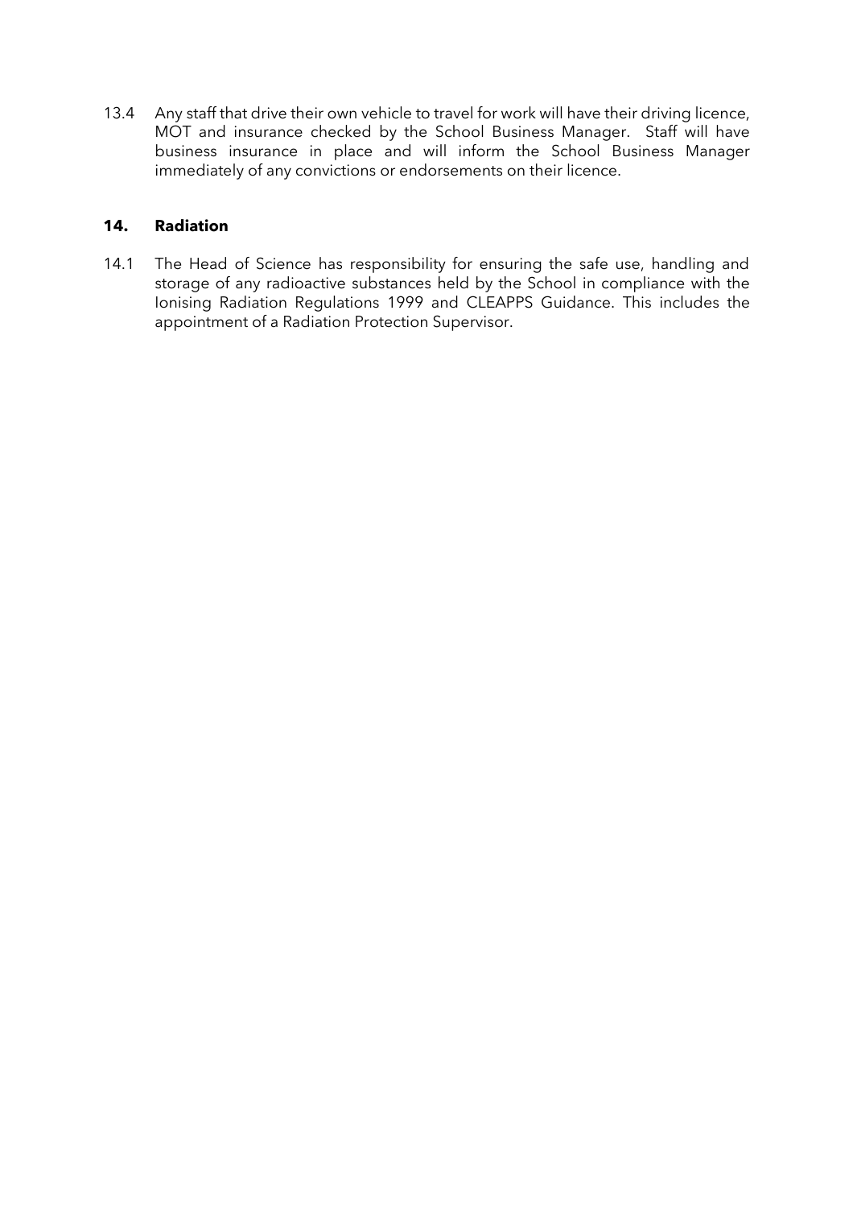13.4 Any staff that drive their own vehicle to travel for work will have their driving licence, MOT and insurance checked by the School Business Manager. Staff will have business insurance in place and will inform the School Business Manager immediately of any convictions or endorsements on their licence.

## 14. Radiation

14.1 The Head of Science has responsibility for ensuring the safe use, handling and storage of any radioactive substances held by the School in compliance with the Ionising Radiation Regulations 1999 and CLEAPPS Guidance. This includes the appointment of a Radiation Protection Supervisor.